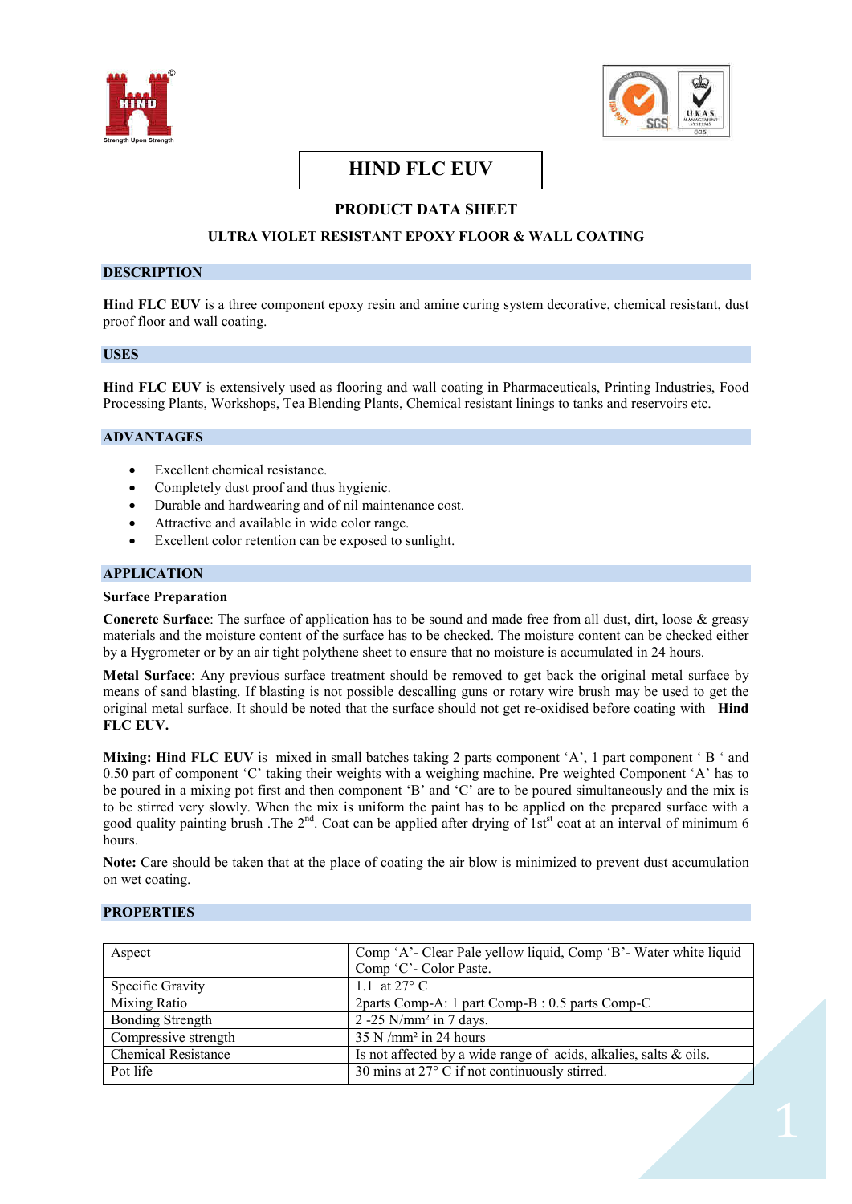# HIND FLC EUV

## PRODUCT DATA SHEET

### ULTRA VIOLET RESISTANT EPOXY FLOOR & WALL COATING

## DESCRIPTION

**Hind FLC EUV** is a three component epoxy resin and amine curing system decorative, chemical resistant, dust proof floor and wall coating.

## USES

**Hind FLC EUV** is extensively used as flooring and wall coating in Pharmaceuticals, Printing Industries, Food Processing Plants, Workshops, Tea Blending Plants, Chemical resistant linings to tanks and reservoirs etc.

## ADVANTAGES

- Excellent chemical resistance.
- Completely dust proof and thus hygienic.
- Durable and hardwearing and of nil maintenance cost.
- Attractive and available in wide color range.
- Excellent color retention can be exposed to sunlight.

## APPLICATION

**Surface Preparation**

**Concrete Surface**: The surface of application has to be sound and made free from all dust, dirt, loose & greasy materials and the moisture content of the surface has to be checked. The moisture content can be checked either by a Hygrometer or by an air tight polythene sheet to ensure that no moisture is accumulated in 24 hours.

**Metal Surface**: Any previous surface treatment should be removed to get back the original metal surface by means of sand blasting. If blasting is not possible descalling guns or rotary wire brush may be used to get the original metal surface. It should be noted that the surface should not get re-oxidised before coating with **Hind FLC EUV.**

**Mixing: Hind FLC EUV** is mixed in small batches taking 2 parts component 'A', 1 part component ' B ' and 0.50 part of component 'C' taking their weights with a weighing machine. Pre weighted Component 'A' has to be poured in a mixing pot first and then component 'B' and 'C' are to be poured simultaneously and the mix is to be stirred very slowly. When the mix is uniform the paint has to be applied on the prepared surface with a good quality painting brush .The 2nd. Coat can be applied after drying of 1st coat at an interval of minimum 6 hours.

**Note:** Care should be taken that at the place of coating the air blow is minimized to prevent dust accumulation on wet coating.

## PROPERTIES

| Aspect | Comp 'A'- Clear Pale yellow liquid, Comp 'B'- Water white liquid Comp 'C'- Color Paste. |
|---|---|
| Specific Gravity | 1.1 at 27° C |
| Mixing Ratio | 2parts Comp-A: 1 part Comp-B : 0.5 parts Comp-C |
| Bonding Strength | 2 -25 N/mm² in 7 days. |
| Compressive strength | 35 N /mm² in 24 hours |
| Chemical Resistance | Is not affected by a wide range of acids, alkalies, salts & oils. |
| Pot life | 30 mins at 27° C if not continuously stirred. |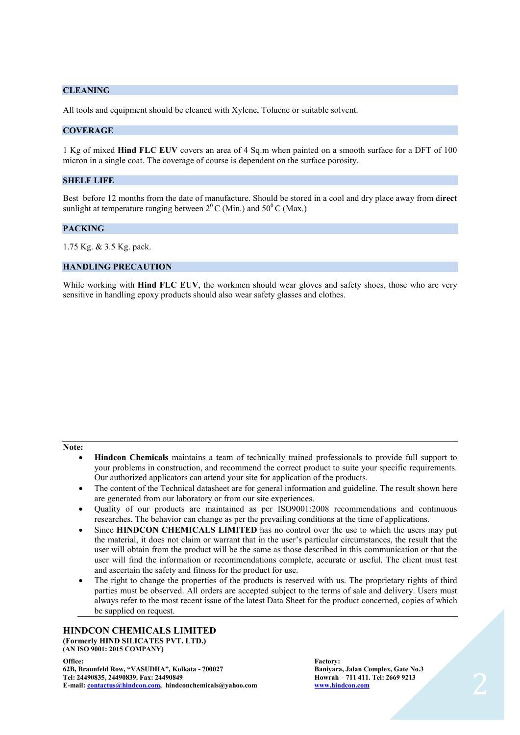## CLEANING

All tools and equipment should be cleaned with Xylene, Toluene or suitable solvent.

## COVERAGE

1 Kg of mixed **Hind FLC EUV** covers an area of 4 Sq.m when painted on a smooth surface for a DFT of 100 micron in a single coat. The coverage of course is dependent on the surface porosity.

## SHELF LIFE

Best before 12 months from the date of manufacture. Should be stored in a cool and dry place away from di**rect** sunlight at temperature ranging between $2^0$ C (Min.) and $50^0$ C (Max.)

## PACKING

1.75 Kg. & 3.5 Kg. pack.

## HANDLING PRECAUTION

While working with **Hind FLC EUV**, the workmen should wear gloves and safety shoes, those who are very sensitive in handling epoxy products should also wear safety glasses and clothes.

---

**Note:**

- **Hindcon Chemicals** maintains a team of technically trained professionals to provide full support to your problems in construction, and recommend the correct product to suite your specific requirements. Our authorized applicators can attend your site for application of the products.
- The content of the Technical datasheet are for general information and guideline. The result shown here are generated from our laboratory or from our site experiences.
- Quality of our products are maintained as per ISO9001:2008 recommendations and continuous researches. The behavior can change as per the prevailing conditions at the time of applications.
- Since **HINDCON CHEMICALS LIMITED** has no control over the use to which the users may put the material, it does not claim or warrant that in the user's particular circumstances, the result that the user will obtain from the product will be the same as those described in this communication or that the user will find the information or recommendations complete, accurate or useful. The client must test and ascertain the safety and fitness for the product for use.
- The right to change the properties of the products is reserved with us. The proprietary rights of third parties must be observed. All orders are accepted subject to the terms of sale and delivery. Users must always refer to the most recent issue of the latest Data Sheet for the product concerned, copies of which be supplied on request.

---

**HINDCON CHEMICALS LIMITED**
**(Formerly HIND SILICATES PVT. LTD.)**
**(AN ISO 9001: 2015 COMPANY)**

**Office:**
**62B, Braunfeld Row, "VASUDHA", Kolkata - 700027**
**Tel: 24490835, 24490839. Fax: 24490849**
**E-mail: contactus@hindcon.com, hindconchemicals@yahoo.com**

**Factory:**
**Baniyara, Jalan Complex, Gate No.3**
**Howrah – 711 411. Tel: 2669 9213**
**www.hindcon.com**